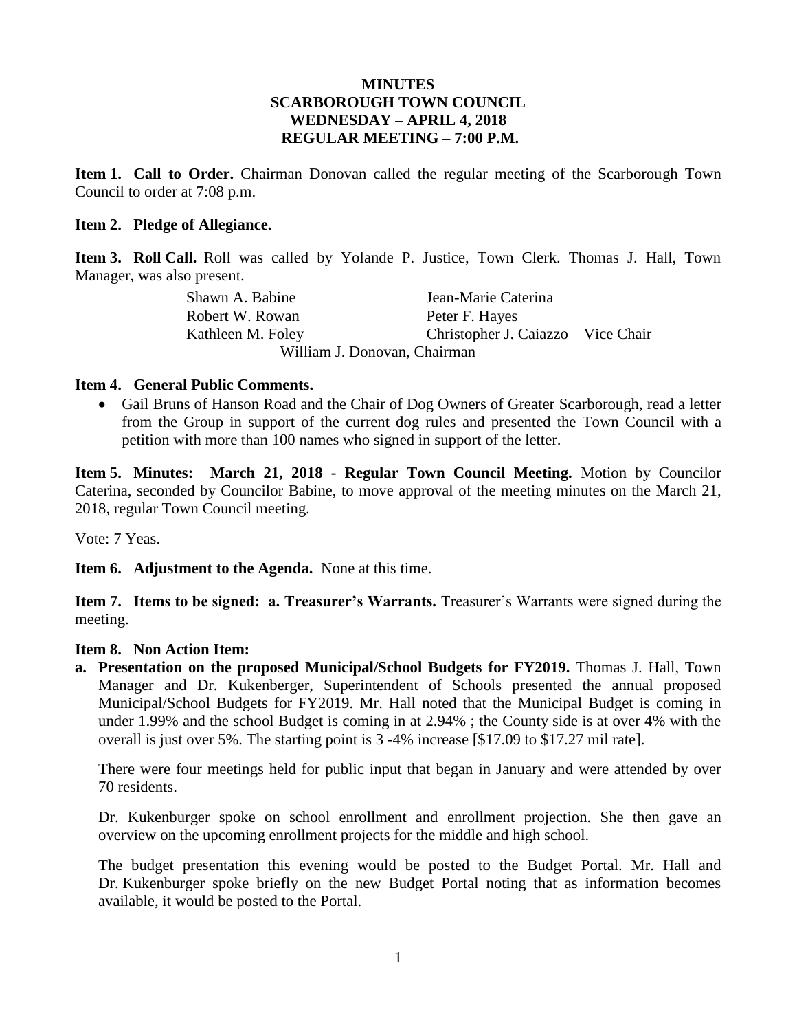**MINUTES**
**SCARBOROUGH TOWN COUNCIL**
**WEDNESDAY – APRIL 4, 2018**
**REGULAR MEETING – 7:00 P.M.**

**Item 1. Call to Order.** Chairman Donovan called the regular meeting of the Scarborough Town Council to order at 7:08 p.m.

**Item 2. Pledge of Allegiance.**

**Item 3. Roll Call.** Roll was called by Yolande P. Justice, Town Clerk. Thomas J. Hall, Town Manager, was also present.

Shawn A. Babine | Jean-Marie Caterina
Robert W. Rowan | Peter F. Hayes
Kathleen M. Foley | Christopher J. Caiazzo – Vice Chair
William J. Donovan, Chairman

**Item 4. General Public Comments.**

- Gail Bruns of Hanson Road and the Chair of Dog Owners of Greater Scarborough, read a letter from the Group in support of the current dog rules and presented the Town Council with a petition with more than 100 names who signed in support of the letter.

**Item 5. Minutes: March 21, 2018 - Regular Town Council Meeting.** Motion by Councilor Caterina, seconded by Councilor Babine, to move approval of the meeting minutes on the March 21, 2018, regular Town Council meeting.

Vote: 7 Yeas.

**Item 6. Adjustment to the Agenda.** None at this time.

**Item 7. Items to be signed: a. Treasurer's Warrants.** Treasurer's Warrants were signed during the meeting.

**Item 8. Non Action Item:**

**a. Presentation on the proposed Municipal/School Budgets for FY2019.** Thomas J. Hall, Town Manager and Dr. Kukenberger, Superintendent of Schools presented the annual proposed Municipal/School Budgets for FY2019. Mr. Hall noted that the Municipal Budget is coming in under 1.99% and the school Budget is coming in at 2.94% ; the County side is at over 4% with the overall is just over 5%. The starting point is 3 -4% increase [$17.09 to $17.27 mil rate].

There were four meetings held for public input that began in January and were attended by over 70 residents.

Dr. Kukenburger spoke on school enrollment and enrollment projection. She then gave an overview on the upcoming enrollment projects for the middle and high school.

The budget presentation this evening would be posted to the Budget Portal. Mr. Hall and Dr. Kukenburger spoke briefly on the new Budget Portal noting that as information becomes available, it would be posted to the Portal.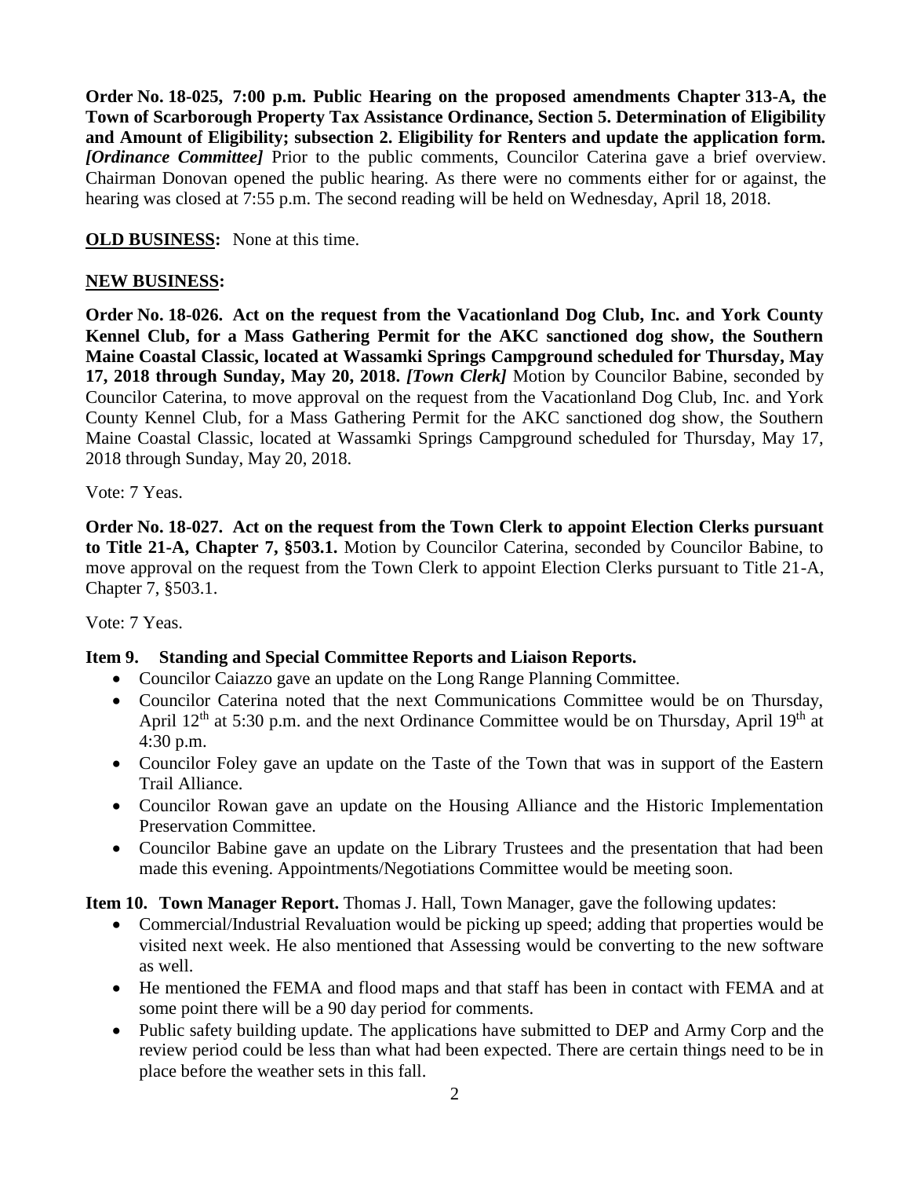**Order No. 18-025, 7:00 p.m. Public Hearing on the proposed amendments Chapter 313-A, the Town of Scarborough Property Tax Assistance Ordinance, Section 5. Determination of Eligibility and Amount of Eligibility; subsection 2. Eligibility for Renters and update the application form.** ***[Ordinance Committee]*** Prior to the public comments, Councilor Caterina gave a brief overview. Chairman Donovan opened the public hearing. As there were no comments either for or against, the hearing was closed at 7:55 p.m. The second reading will be held on Wednesday, April 18, 2018.

**OLD BUSINESS:** None at this time.

**NEW BUSINESS:**

**Order No. 18-026. Act on the request from the Vacationland Dog Club, Inc. and York County Kennel Club, for a Mass Gathering Permit for the AKC sanctioned dog show, the Southern Maine Coastal Classic, located at Wassamki Springs Campground scheduled for Thursday, May 17, 2018 through Sunday, May 20, 2018.** ***[Town Clerk]*** Motion by Councilor Babine, seconded by Councilor Caterina, to move approval on the request from the Vacationland Dog Club, Inc. and York County Kennel Club, for a Mass Gathering Permit for the AKC sanctioned dog show, the Southern Maine Coastal Classic, located at Wassamki Springs Campground scheduled for Thursday, May 17, 2018 through Sunday, May 20, 2018.

Vote: 7 Yeas.

**Order No. 18-027. Act on the request from the Town Clerk to appoint Election Clerks pursuant to Title 21-A, Chapter 7, §503.1.** Motion by Councilor Caterina, seconded by Councilor Babine, to move approval on the request from the Town Clerk to appoint Election Clerks pursuant to Title 21-A, Chapter 7, §503.1.

Vote: 7 Yeas.

**Item 9. Standing and Special Committee Reports and Liaison Reports.**

- Councilor Caiazzo gave an update on the Long Range Planning Committee.
- Councilor Caterina noted that the next Communications Committee would be on Thursday, April 12th at 5:30 p.m. and the next Ordinance Committee would be on Thursday, April 19th at 4:30 p.m.
- Councilor Foley gave an update on the Taste of the Town that was in support of the Eastern Trail Alliance.
- Councilor Rowan gave an update on the Housing Alliance and the Historic Implementation Preservation Committee.
- Councilor Babine gave an update on the Library Trustees and the presentation that had been made this evening. Appointments/Negotiations Committee would be meeting soon.

**Item 10. Town Manager Report.** Thomas J. Hall, Town Manager, gave the following updates:

- Commercial/Industrial Revaluation would be picking up speed; adding that properties would be visited next week. He also mentioned that Assessing would be converting to the new software as well.
- He mentioned the FEMA and flood maps and that staff has been in contact with FEMA and at some point there will be a 90 day period for comments.
- Public safety building update. The applications have submitted to DEP and Army Corp and the review period could be less than what had been expected. There are certain things need to be in place before the weather sets in this fall.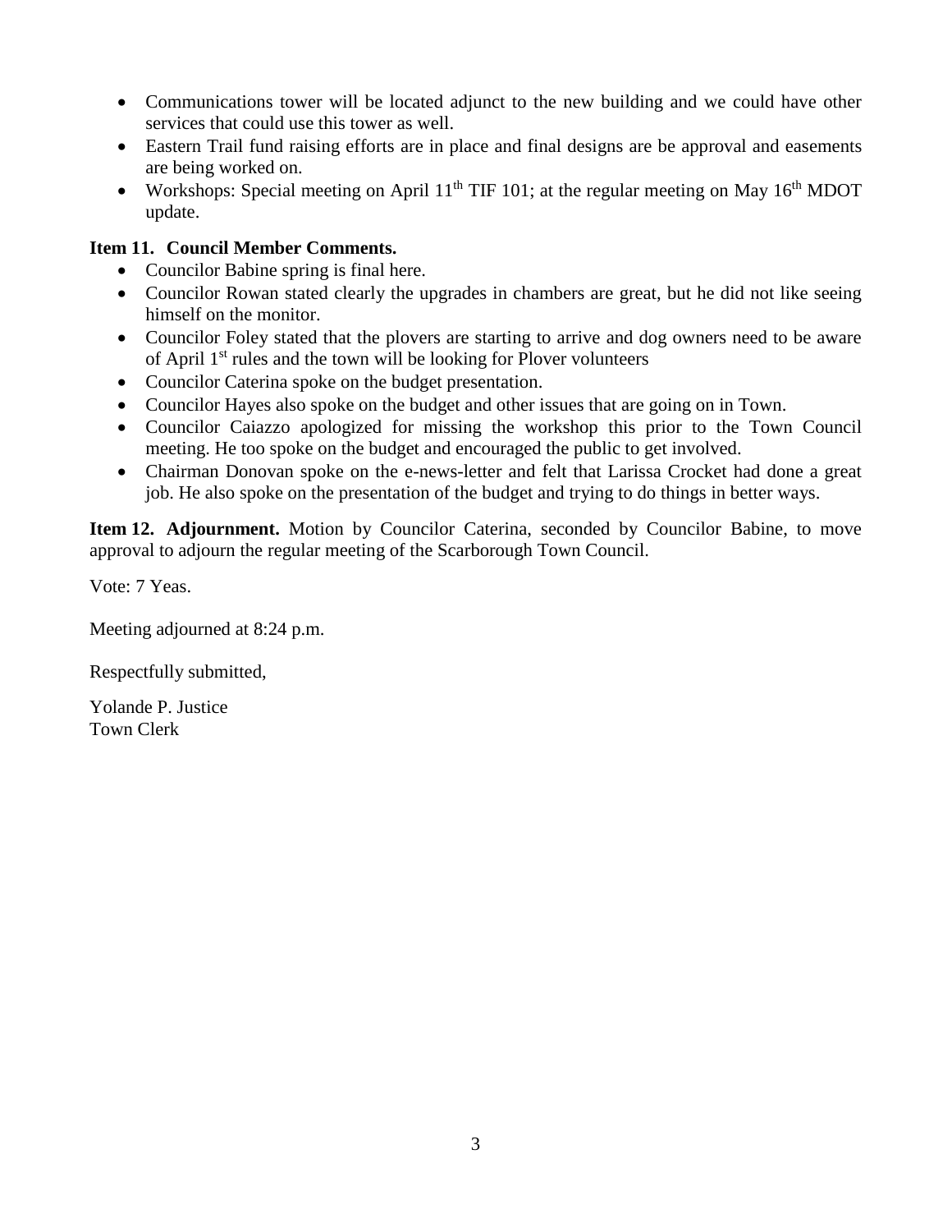- Communications tower will be located adjunct to the new building and we could have other services that could use this tower as well.
- Eastern Trail fund raising efforts are in place and final designs are be approval and easements are being worked on.
- Workshops: Special meeting on April 11th TIF 101; at the regular meeting on May 16th MDOT update.

**Item 11. Council Member Comments.**

- Councilor Babine spring is final here.
- Councilor Rowan stated clearly the upgrades in chambers are great, but he did not like seeing himself on the monitor.
- Councilor Foley stated that the plovers are starting to arrive and dog owners need to be aware of April 1st rules and the town will be looking for Plover volunteers
- Councilor Caterina spoke on the budget presentation.
- Councilor Hayes also spoke on the budget and other issues that are going on in Town.
- Councilor Caiazzo apologized for missing the workshop this prior to the Town Council meeting. He too spoke on the budget and encouraged the public to get involved.
- Chairman Donovan spoke on the e-news-letter and felt that Larissa Crocket had done a great job. He also spoke on the presentation of the budget and trying to do things in better ways.

**Item 12. Adjournment.** Motion by Councilor Caterina, seconded by Councilor Babine, to move approval to adjourn the regular meeting of the Scarborough Town Council.

Vote: 7 Yeas.

Meeting adjourned at 8:24 p.m.

Respectfully submitted,

Yolande P. Justice
Town Clerk